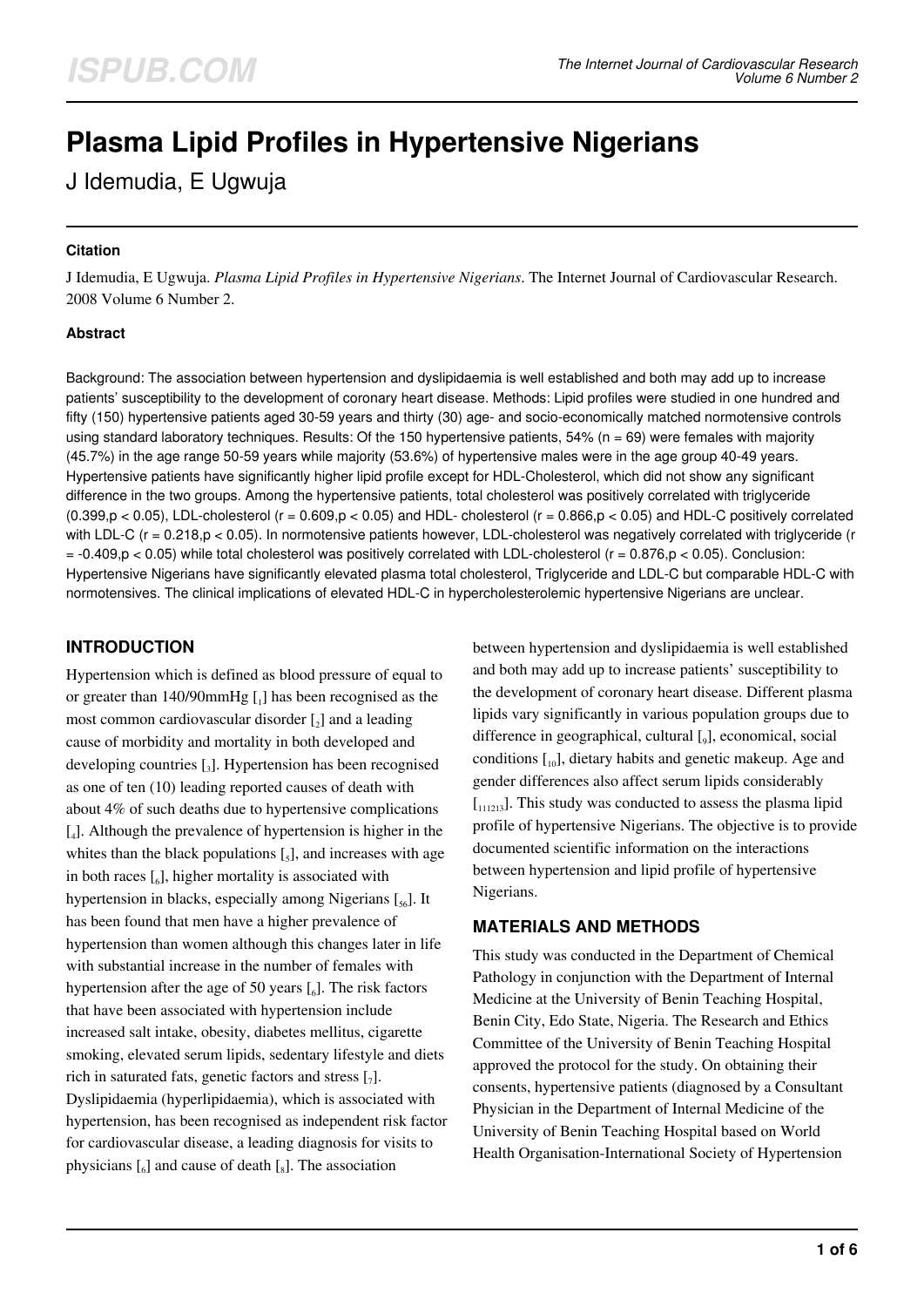# Plasma Lipid Profiles in Hypertensive Nigerians

J Idemudia, E Ugwuja

#### Citation

J Idemudia, E Ugwuja. *Plasma Lipid Profiles in Hypertensive Nigerians*. The Internet Journal of Cardiovascular Research. 2008 Volume 6 Number 2.

#### Abstract

Background: The association between hypertension and dyslipidaemia is well established and both may add up to increase patients' susceptibility to the development of coronary heart disease. Methods: Lipid profiles were studied in one hundred and fifty (150) hypertensive patients aged 30-59 years and thirty (30) age- and socio-economically matched normotensive controls using standard laboratory techniques. Results: Of the 150 hypertensive patients, 54% (n = 69) were females with majority (45.7%) in the age range 50-59 years while majority (53.6%) of hypertensive males were in the age group 40-49 years. Hypertensive patients have significantly higher lipid profile except for HDL-Cholesterol, which did not show any significant difference in the two groups. Among the hypertensive patients, total cholesterol was positively correlated with triglyceride (0.399, $p < 0.05$), LDL-cholesterol ($r = 0.609, p < 0.05$) and HDL- cholesterol ($r = 0.866, p < 0.05$) and HDL-C positively correlated with LDL-C ($r = 0.218, p < 0.05$). In normotensive patients however, LDL-cholesterol was negatively correlated with triglyceride ($r = -0.409, p < 0.05$) while total cholesterol was positively correlated with LDL-cholesterol ($r = 0.876, p < 0.05$). Conclusion: Hypertensive Nigerians have significantly elevated plasma total cholesterol, Triglyceride and LDL-C but comparable HDL-C with normotensives. The clinical implications of elevated HDL-C in hypercholesterolemic hypertensive Nigerians are unclear.

## INTRODUCTION

Hypertension which is defined as blood pressure of equal to or greater than 140/90mmHg [1] has been recognised as the most common cardiovascular disorder [2] and a leading cause of morbidity and mortality in both developed and developing countries [3]. Hypertension has been recognised as one of ten (10) leading reported causes of death with about 4% of such deaths due to hypertensive complications [4]. Although the prevalence of hypertension is higher in the whites than the black populations [5], and increases with age in both races [6], higher mortality is associated with hypertension in blacks, especially among Nigerians [56]. It has been found that men have a higher prevalence of hypertension than women although this changes later in life with substantial increase in the number of females with hypertension after the age of 50 years [6]. The risk factors that have been associated with hypertension include increased salt intake, obesity, diabetes mellitus, cigarette smoking, elevated serum lipids, sedentary lifestyle and diets rich in saturated fats, genetic factors and stress [7]. Dyslipidaemia (hyperlipidaemia), which is associated with hypertension, has been recognised as independent risk factor for cardiovascular disease, a leading diagnosis for visits to physicians [6] and cause of death [8]. The association between hypertension and dyslipidaemia is well established and both may add up to increase patients' susceptibility to the development of coronary heart disease. Different plasma lipids vary significantly in various population groups due to difference in geographical, cultural [9], economical, social conditions [10], dietary habits and genetic makeup. Age and gender differences also affect serum lipids considerably [111213]. This study was conducted to assess the plasma lipid profile of hypertensive Nigerians. The objective is to provide documented scientific information on the interactions between hypertension and lipid profile of hypertensive Nigerians.

## MATERIALS AND METHODS

This study was conducted in the Department of Chemical Pathology in conjunction with the Department of Internal Medicine at the University of Benin Teaching Hospital, Benin City, Edo State, Nigeria. The Research and Ethics Committee of the University of Benin Teaching Hospital approved the protocol for the study. On obtaining their consents, hypertensive patients (diagnosed by a Consultant Physician in the Department of Internal Medicine of the University of Benin Teaching Hospital based on World Health Organisation-International Society of Hypertension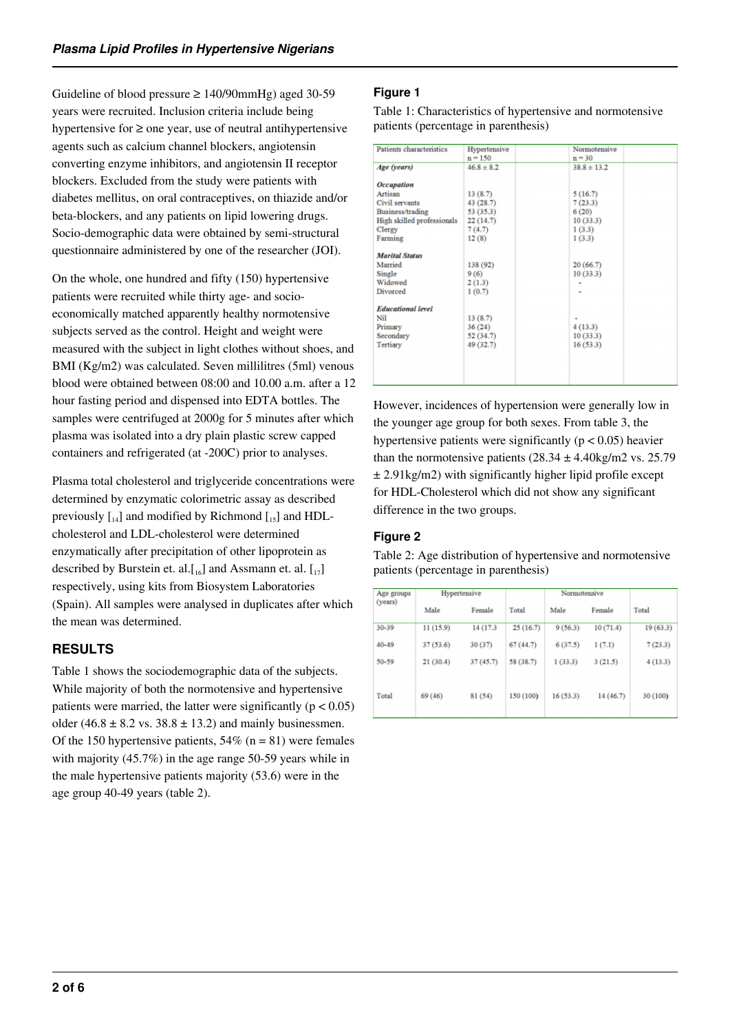Guideline of blood pressure ≥ 140/90mmHg) aged 30-59 years were recruited. Inclusion criteria include being hypertensive for ≥ one year, use of neutral antihypertensive agents such as calcium channel blockers, angiotensin converting enzyme inhibitors, and angiotensin II receptor blockers. Excluded from the study were patients with diabetes mellitus, on oral contraceptives, on thiazide and/or beta-blockers, and any patients on lipid lowering drugs. Socio-demographic data were obtained by semi-structural questionnaire administered by one of the researcher (JOI).

On the whole, one hundred and fifty (150) hypertensive patients were recruited while thirty age- and socio-economically matched apparently healthy normotensive subjects served as the control. Height and weight were measured with the subject in light clothes without shoes, and BMI (Kg/m2) was calculated. Seven millilitres (5ml) venous blood were obtained between 08:00 and 10.00 a.m. after a 12 hour fasting period and dispensed into EDTA bottles. The samples were centrifuged at 2000g for 5 minutes after which plasma was isolated into a dry plain plastic screw capped containers and refrigerated (at -200C) prior to analyses.

Plasma total cholesterol and triglyceride concentrations were determined by enzymatic colorimetric assay as described previously [14] and modified by Richmond [15] and HDL-cholesterol and LDL-cholesterol were determined enzymatically after precipitation of other lipoprotein as described by Burstein et. al.[16] and Assmann et. al. [17] respectively, using kits from Biosystem Laboratories (Spain). All samples were analysed in duplicates after which the mean was determined.

## RESULTS

Table 1 shows the sociodemographic data of the subjects. While majority of both the normotensive and hypertensive patients were married, the latter were significantly ($p < 0.05$) older ($46.8 \pm 8.2$ vs. $38.8 \pm 13.2$) and mainly businessmen. Of the 150 hypertensive patients, 54% (n = 81) were females with majority (45.7%) in the age range 50-59 years while in the male hypertensive patients majority (53.6) were in the age group 40-49 years (table 2).

### Figure 1

Table 1: Characteristics of hypertensive and normotensive patients (percentage in parenthesis)

| Patients characteristics | Hypertensive n = 150 | Normotensive n = 30 |
|---|---|---|
| *Age (years)* | $46.8 \pm 8.2$ | $38.8 \pm 13.2$ |
| *Occupation* | | |
| Artisan | 13 (8.7) | 5 (16.7) |
| Civil servants | 43 (28.7) | 7 (23.3) |
| Business/trading | 53 (35.3) | 6 (20) |
| High skilled professionals | 22 (14.7) | 10 (33.3) |
| Clergy | 7 (4.7) | 1 (3.3) |
| Farming | 12 (8) | 1 (3.3) |
| *Marital Status* | | |
| Married | 138 (92) | 20 (66.7) |
| Single | 9 (6) | 10 (33.3) |
| Widowed | 2 (1.3) | - |
| Divorced | 1 (0.7) | - |
| *Educational level* | | |
| Nil | 13 (8.7) | - |
| Primary | 36 (24) | 4 (13.3) |
| Secondary | 52 (34.7) | 10 (33.3) |
| Tertiary | 49 (32.7) | 16 (53.3) |

However, incidences of hypertension were generally low in the younger age group for both sexes. From table 3, the hypertensive patients were significantly ($p < 0.05$) heavier than the normotensive patients ($28.34 \pm 4.40$kg/m2 vs. $25.79 \pm 2.91$kg/m2) with significantly higher lipid profile except for HDL-Cholesterol which did not show any significant difference in the two groups.

### Figure 2

Table 2: Age distribution of hypertensive and normotensive patients (percentage in parenthesis)

| Age groups (years) | Hypertensive | | | Normotensive | | |
|---|---|---|---|---|---|---|
| | Male | Female | Total | Male | Female | Total |
| 30-39 | 11 (15.9) | 14 (17.3 | 25 (16.7) | 9 (56.3) | 10 (71.4) | 19 (63.3) |
| 40-49 | 37 (53.6) | 30 (37) | 67 (44.7) | 6 (37.5) | 1 (7.1) | 7 (23.3) |
| 50-59 | 21 (30.4) | 37 (45.7) | 58 (38.7) | 1 (33.3) | 3 (21.5) | 4 (13.3) |
| Total | 69 (46) | 81 (54) | 150 (100) | 16 (53.3) | 14 (46.7) | 30 (100) |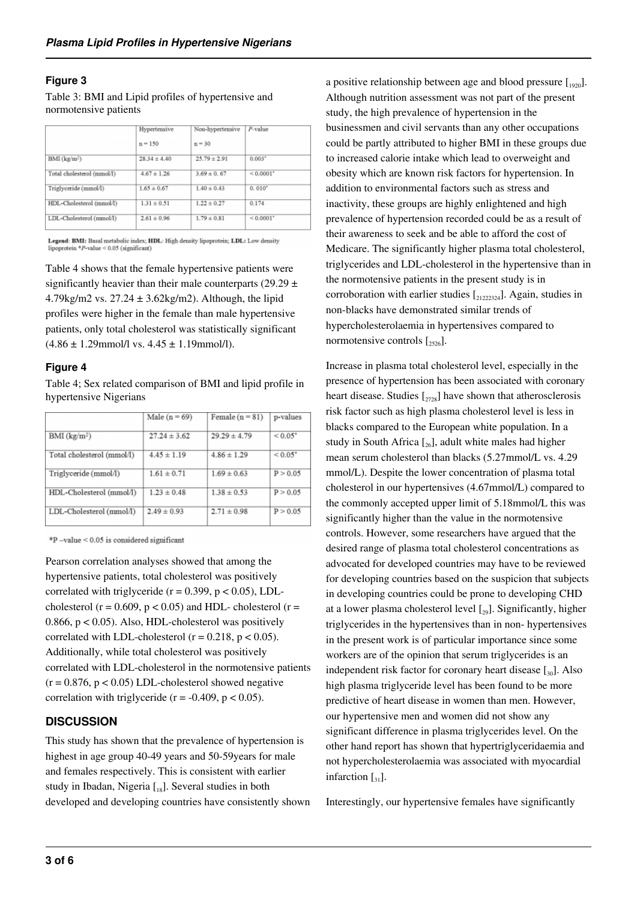### Figure 3

Table 3: BMI and Lipid profiles of hypertensive and normotensive patients

| | Hypertensive n = 150 | Non-hypertensive n = 30 | P-value |
|---|---|---|---|
| BMI (kg/m²) | 28.34 ± 4.40 | 25.79 ± 2.91 | 0.003* |
| Total cholesterol (mmol/l) | 4.67 ± 1.26 | 3.69 ± 0. 67 | < 0.0001* |
| Triglyceride (mmol/l) | 1.65 ± 0.67 | 1.40 ± 0.43 | 0. 010* |
| HDL-Cholesterol (mmol/l) | 1.31 ± 0.51 | 1.22 ± 0.27 | 0.174 |
| LDL-Cholesterol (mmol/l) | 2.61 ± 0.96 | 1.79 ± 0.81 | < 0.0001* |

**Legend**: **BMI**: Basal metabolic index; **HDL**: High density lipoprotein; **LDL**: Low density lipoprotein *P-value < 0.05 (significant)

Table 4 shows that the female hypertensive patients were significantly heavier than their male counterparts (29.29 ± 4.79kg/m2 vs. 27.24 ± 3.62kg/m2). Although, the lipid profiles were higher in the female than male hypertensive patients, only total cholesterol was statistically significant (4.86 ± 1.29mmol/l vs. 4.45 ± 1.19mmol/l).

### Figure 4

Table 4; Sex related comparison of BMI and lipid profile in hypertensive Nigerians

| | Male (n = 69) | Female (n = 81) | p-values |
|---|---|---|---|
| BMI (kg/m²) | 27.24 ± 3.62 | 29.29 ± 4.79 | < 0.05* |
| Total cholesterol (mmol/l) | 4.45 ± 1.19 | 4.86 ± 1.29 | < 0.05* |
| Triglyceride (mmol/l) | 1.61 ± 0.71 | 1.69 ± 0.63 | P > 0.05 |
| HDL-Cholesterol (mmol/l) | 1.23 ± 0.48 | 1.38 ± 0.53 | P > 0.05 |
| LDL-Cholesterol (mmol/l) | 2.49 ± 0.93 | 2.71 ± 0.98 | P > 0.05 |

*P –value < 0.05 is considered significant

Pearson correlation analyses showed that among the hypertensive patients, total cholesterol was positively correlated with triglyceride ($r = 0.399$, $p < 0.05$), LDL-cholesterol ($r = 0.609$, $p < 0.05$) and HDL- cholesterol ($r = 0.866$, $p < 0.05$). Also, HDL-cholesterol was positively correlated with LDL-cholesterol ($r = 0.218$, $p < 0.05$). Additionally, while total cholesterol was positively correlated with LDL-cholesterol in the normotensive patients ($r = 0.876$, $p < 0.05$) LDL-cholesterol showed negative correlation with triglyceride ($r = -0.409$, $p < 0.05$).

## DISCUSSION

This study has shown that the prevalence of hypertension is highest in age group 40-49 years and 50-59years for male and females respectively. This is consistent with earlier study in Ibadan, Nigeria [18]. Several studies in both developed and developing countries have consistently shown a positive relationship between age and blood pressure [19,20]. Although nutrition assessment was not part of the present study, the high prevalence of hypertension in the businessmen and civil servants than any other occupations could be partly attributed to higher BMI in these groups due to increased calorie intake which lead to overweight and obesity which are known risk factors for hypertension. In addition to environmental factors such as stress and inactivity, these groups are highly enlightened and high prevalence of hypertension recorded could be as a result of their awareness to seek and be able to afford the cost of Medicare. The significantly higher plasma total cholesterol, triglycerides and LDL-cholesterol in the hypertensive than in the normotensive patients in the present study is in corroboration with earlier studies [21,22,23,24]. Again, studies in non-blacks have demonstrated similar trends of hypercholesterolaemia in hypertensives compared to normotensive controls [25,26].

Increase in plasma total cholesterol level, especially in the presence of hypertension has been associated with coronary heart disease. Studies [27,28] have shown that atherosclerosis risk factor such as high plasma cholesterol level is less in blacks compared to the European white population. In a study in South Africa [26], adult white males had higher mean serum cholesterol than blacks (5.27mmol/L vs. 4.29 mmol/L). Despite the lower concentration of plasma total cholesterol in our hypertensives (4.67mmol/L) compared to the commonly accepted upper limit of 5.18mmol/L this was significantly higher than the value in the normotensive controls. However, some researchers have argued that the desired range of plasma total cholesterol concentrations as advocated for developed countries may have to be reviewed for developing countries based on the suspicion that subjects in developing countries could be prone to developing CHD at a lower plasma cholesterol level [29]. Significantly, higher triglycerides in the hypertensives than in non- hypertensives in the present work is of particular importance since some workers are of the opinion that serum triglycerides is an independent risk factor for coronary heart disease [30]. Also high plasma triglyceride level has been found to be more predictive of heart disease in women than men. However, our hypertensive men and women did not show any significant difference in plasma triglycerides level. On the other hand report has shown that hypertriglyceridaemia and not hypercholesterolaemia was associated with myocardial infarction [31].

Interestingly, our hypertensive females have significantly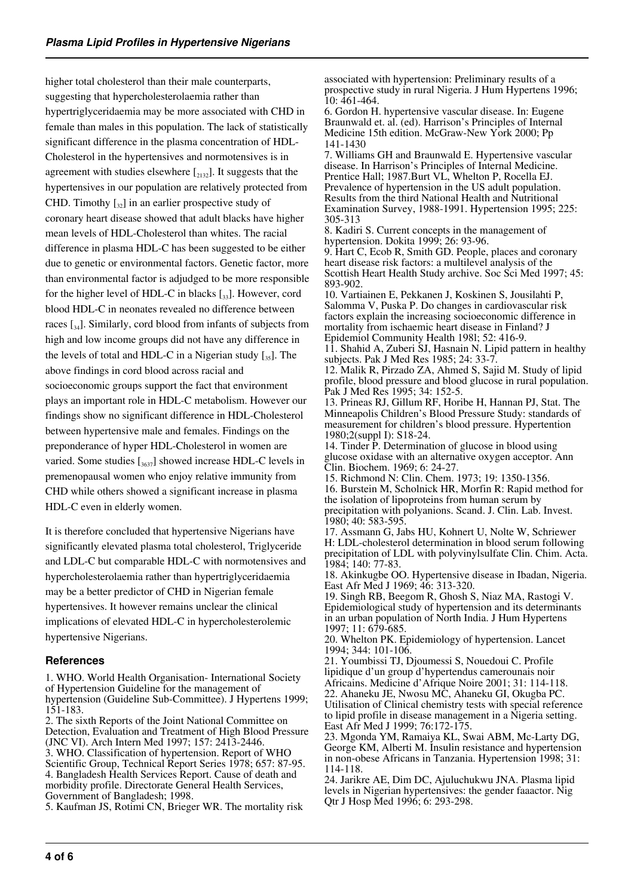higher total cholesterol than their male counterparts, suggesting that hypercholesterolaemia rather than hypertriglyceridaemia may be more associated with CHD in female than males in this population. The lack of statistically significant difference in the plasma concentration of HDL-Cholesterol in the hypertensives and normotensives is in agreement with studies elsewhere [21,32]. It suggests that the hypertensives in our population are relatively protected from CHD. Timothy [32] in an earlier prospective study of coronary heart disease showed that adult blacks have higher mean levels of HDL-Cholesterol than whites. The racial difference in plasma HDL-C has been suggested to be either due to genetic or environmental factors. Genetic factor, more than environmental factor is adjudged to be more responsible for the higher level of HDL-C in blacks [33]. However, cord blood HDL-C in neonates revealed no difference between races [34]. Similarly, cord blood from infants of subjects from high and low income groups did not have any difference in the levels of total and HDL-C in a Nigerian study [35]. The above findings in cord blood across racial and socioeconomic groups support the fact that environment plays an important role in HDL-C metabolism. However our findings show no significant difference in HDL-Cholesterol between hypertensive male and females. Findings on the preponderance of hyper HDL-Cholesterol in women are varied. Some studies [36,37] showed increase HDL-C levels in premenopausal women who enjoy relative immunity from CHD while others showed a significant increase in plasma HDL-C even in elderly women.

It is therefore concluded that hypertensive Nigerians have significantly elevated plasma total cholesterol, Triglyceride and LDL-C but comparable HDL-C with normotensives and hypercholesterolaemia rather than hypertriglyceridaemia may be a better predictor of CHD in Nigerian female hypertensives. It however remains unclear the clinical implications of elevated HDL-C in hypercholesterolemic hypertensive Nigerians.

## References

1. WHO. World Health Organisation- International Society of Hypertension Guideline for the management of hypertension (Guideline Sub-Committee). J Hypertens 1999; 151-183.
2. The sixth Reports of the Joint National Committee on Detection, Evaluation and Treatment of High Blood Pressure (JNC VI). Arch Intern Med 1997; 157: 2413-2446.
3. WHO. Classification of hypertension. Report of WHO Scientific Group, Technical Report Series 1978; 657: 87-95.
4. Bangladesh Health Services Report. Cause of death and morbidity profile. Directorate General Health Services, Government of Bangladesh; 1998.
5. Kaufman JS, Rotimi CN, Brieger WR. The mortality risk associated with hypertension: Preliminary results of a prospective study in rural Nigeria. J Hum Hypertens 1996; 10: 461-464.
6. Gordon H. hypertensive vascular disease. In: Eugene Braunwald et. al. (ed). Harrison's Principles of Internal Medicine 15th edition. McGraw-New York 2000; Pp 141-1430
7. Williams GH and Braunwald E. Hypertensive vascular disease. In Harrison's Principles of Internal Medicine. Prentice Hall; 1987.Burt VL, Whelton P, Rocella EJ. Prevalence of hypertension in the US adult population. Results from the third National Health and Nutritional Examination Survey, 1988-1991. Hypertension 1995; 225: 305-313
8. Kadiri S. Current concepts in the management of hypertension. Dokita 1999; 26: 93-96.
9. Hart C, Ecob R, Smith GD. People, places and coronary heart disease risk factors: a multilevel analysis of the Scottish Heart Health Study archive. Soc Sci Med 1997; 45: 893-902.
10. Vartiainen E, Pekkanen J, Koskinen S, Jousilahti P, Salomma V, Puska P. Do changes in cardiovascular risk factors explain the increasing socioeconomic difference in mortality from ischaemic heart disease in Finland? J Epidemiol Community Health 198l; 52: 416-9.
11. Shahid A, Zuberi SJ, Hasnain N. Lipid pattern in healthy subjects. Pak J Med Res 1985; 24: 33-7.
12. Malik R, Pirzado ZA, Ahmed S, Sajid M. Study of lipid profile, blood pressure and blood glucose in rural population. Pak J Med Res 1995; 34: 152-5.
13. Prineas RJ, Gillum RF, Horibe H, Hannan PJ, Stat. The Minneapolis Children's Blood Pressure Study: standards of measurement for children's blood pressure. Hypertention 1980;2(suppl I): S18-24.
14. Tinder P. Determination of glucose in blood using glucose oxidase with an alternative oxygen acceptor. Ann Clin. Biochem. 1969; 6: 24-27.
15. Richmond N: Clin. Chem. 1973; 19: 1350-1356.
16. Burstein M, Scholnick HR, Morfin R: Rapid method for the isolation of lipoproteins from human serum by precipitation with polyanions. Scand. J. Clin. Lab. Invest. 1980; 40: 583-595.
17. Assmann G, Jabs HU, Kohnert U, Nolte W, Schriewer H: LDL-cholesterol determination in blood serum following precipitation of LDL with polyvinylsulfate Clin. Chim. Acta. 1984; 140: 77-83.
18. Akinkugbe OO. Hypertensive disease in Ibadan, Nigeria. East Afr Med J 1969; 46: 313-320.
19. Singh RB, Beegom R, Ghosh S, Niaz MA, Rastogi V. Epidemiological study of hypertension and its determinants in an urban population of North India. J Hum Hypertens 1997; 11: 679-685.
20. Whelton PK. Epidemiology of hypertension. Lancet 1994; 344: 101-106.
21. Youmbissi TJ, Djoumessi S, Nouedoui C. Profile lipidique d'un group d'hypertendus camerounais noir Africains. Medicine d'Afrique Noire 2001; 31: 114-118.
22. Ahaneku JE, Nwosu MC, Ahaneku GI, Okugba PC. Utilisation of Clinical chemistry tests with special reference to lipid profile in disease management in a Nigeria setting. East Afr Med J 1999; 76:172-175.
23. Mgonda YM, Ramaiya KL, Swai ABM, Mc-Larty DG, George KM, Alberti M. Insulin resistance and hypertension in non-obese Africans in Tanzania. Hypertension 1998; 31: 114-118.
24. Jarikre AE, Dim DC, Ajuluchukwu JNA. Plasma lipid levels in Nigerian hypertensives: the gender faaactor. Nig Qtr J Hosp Med 1996; 6: 293-298.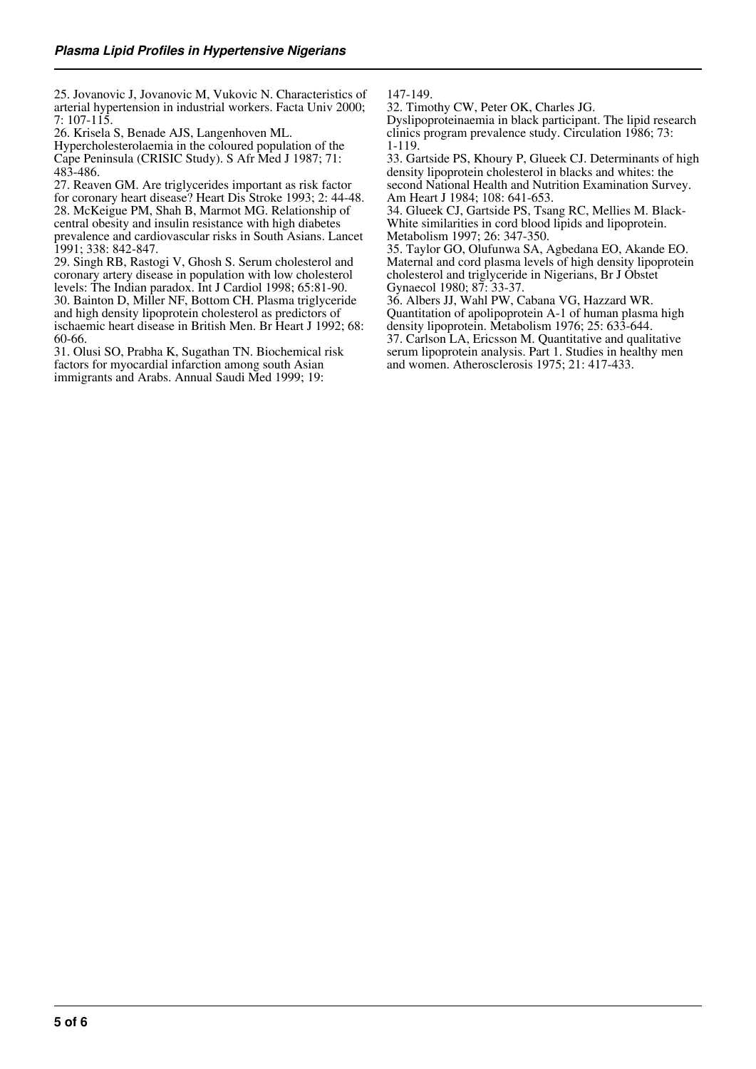25. Jovanovic J, Jovanovic M, Vukovic N. Characteristics of arterial hypertension in industrial workers. Facta Univ 2000; 7: 107-115.

26. Krisela S, Benade AJS, Langenhoven ML. Hypercholesterolaemia in the coloured population of the Cape Peninsula (CRISIC Study). S Afr Med J 1987; 71: 483-486.

27. Reaven GM. Are triglycerides important as risk factor for coronary heart disease? Heart Dis Stroke 1993; 2: 44-48.

28. McKeigue PM, Shah B, Marmot MG. Relationship of central obesity and insulin resistance with high diabetes prevalence and cardiovascular risks in South Asians. Lancet 1991; 338: 842-847.

29. Singh RB, Rastogi V, Ghosh S. Serum cholesterol and coronary artery disease in population with low cholesterol levels: The Indian paradox. Int J Cardiol 1998; 65:81-90.

30. Bainton D, Miller NF, Bottom CH. Plasma triglyceride and high density lipoprotein cholesterol as predictors of ischaemic heart disease in British Men. Br Heart J 1992; 68: 60-66.

31. Olusi SO, Prabha K, Sugathan TN. Biochemical risk factors for myocardial infarction among south Asian immigrants and Arabs. Annual Saudi Med 1999; 19: 147-149.

32. Timothy CW, Peter OK, Charles JG. Dyslipoproteinaemia in black participant. The lipid research clinics program prevalence study. Circulation 1986; 73: 1-119.

33. Gartside PS, Khoury P, Glueek CJ. Determinants of high density lipoprotein cholesterol in blacks and whites: the second National Health and Nutrition Examination Survey. Am Heart J 1984; 108: 641-653.

34. Glueek CJ, Gartside PS, Tsang RC, Mellies M. Black-White similarities in cord blood lipids and lipoprotein. Metabolism 1997; 26: 347-350.

35. Taylor GO, Olufunwa SA, Agbedana EO, Akande EO. Maternal and cord plasma levels of high density lipoprotein cholesterol and triglyceride in Nigerians, Br J Obstet Gynaecol 1980; 87: 33-37.

36. Albers JJ, Wahl PW, Cabana VG, Hazzard WR. Quantitation of apolipoprotein A-1 of human plasma high density lipoprotein. Metabolism 1976; 25: 633-644.

37. Carlson LA, Ericsson M. Quantitative and qualitative serum lipoprotein analysis. Part 1. Studies in healthy men and women. Atherosclerosis 1975; 21: 417-433.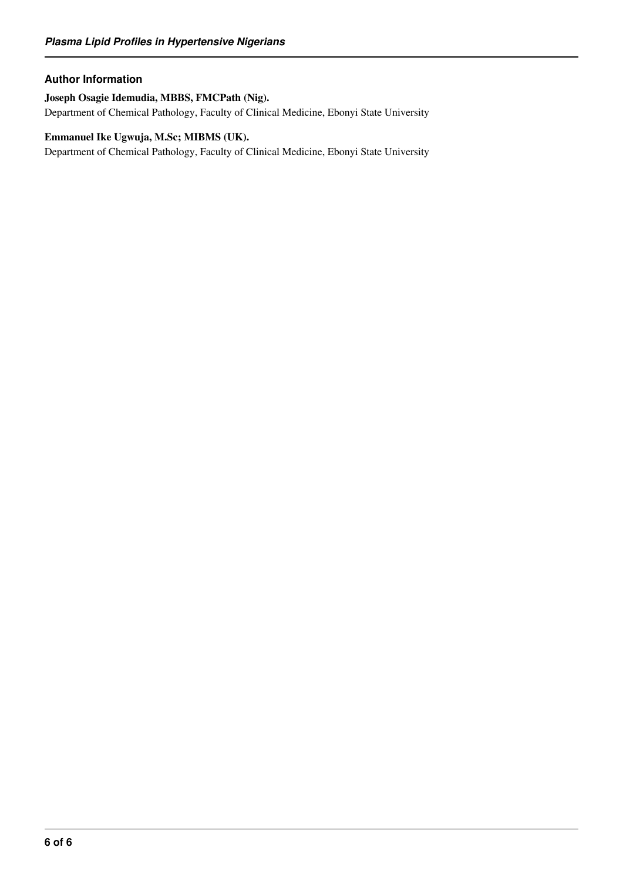### Author Information

**Joseph Osagie Idemudia, MBBS, FMCPath (Nig).**
Department of Chemical Pathology, Faculty of Clinical Medicine, Ebonyi State University

**Emmanuel Ike Ugwuja, M.Sc; MIBMS (UK).**
Department of Chemical Pathology, Faculty of Clinical Medicine, Ebonyi State University